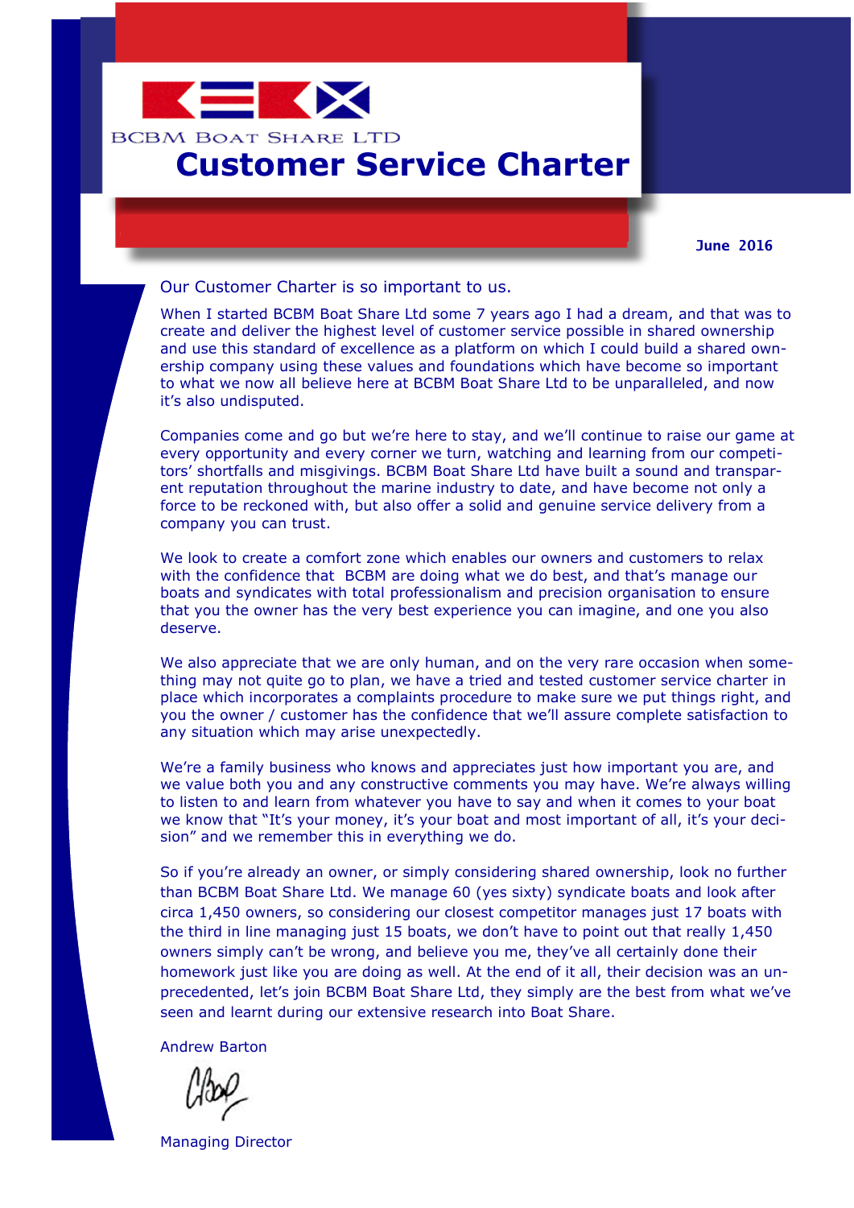BCBM Boat Share LTD

# Customer Service Charter

**June 2016**

Our Customer Charter is so important to us.

When I started BCBM Boat Share Ltd some 7 years ago I had a dream, and that was to create and deliver the highest level of customer service possible in shared ownership and use this standard of excellence as a platform on which I could build a shared ownership company using these values and foundations which have become so important to what we now all believe here at BCBM Boat Share Ltd to be unparalleled, and now it's also undisputed.

Companies come and go but we're here to stay, and we'll continue to raise our game at every opportunity and every corner we turn, watching and learning from our competitors' shortfalls and misgivings. BCBM Boat Share Ltd have built a sound and transparent reputation throughout the marine industry to date, and have become not only a force to be reckoned with, but also offer a solid and genuine service delivery from a company you can trust.

We look to create a comfort zone which enables our owners and customers to relax with the confidence that BCBM are doing what we do best, and that's manage our boats and syndicates with total professionalism and precision organisation to ensure that you the owner has the very best experience you can imagine, and one you also deserve.

We also appreciate that we are only human, and on the very rare occasion when something may not quite go to plan, we have a tried and tested customer service charter in place which incorporates a complaints procedure to make sure we put things right, and you the owner / customer has the confidence that we'll assure complete satisfaction to any situation which may arise unexpectedly.

We're a family business who knows and appreciates just how important you are, and we value both you and any constructive comments you may have. We're always willing to listen to and learn from whatever you have to say and when it comes to your boat we know that "It's your money, it's your boat and most important of all, it's your decision" and we remember this in everything we do.

So if you're already an owner, or simply considering shared ownership, look no further than BCBM Boat Share Ltd. We manage 60 (yes sixty) syndicate boats and look after circa 1,450 owners, so considering our closest competitor manages just 17 boats with the third in line managing just 15 boats, we don't have to point out that really 1,450 owners simply can't be wrong, and believe you me, they've all certainly done their homework just like you are doing as well. At the end of it all, their decision was an unprecedented, let's join BCBM Boat Share Ltd, they simply are the best from what we've seen and learnt during our extensive research into Boat Share.

Andrew Barton

Managing Director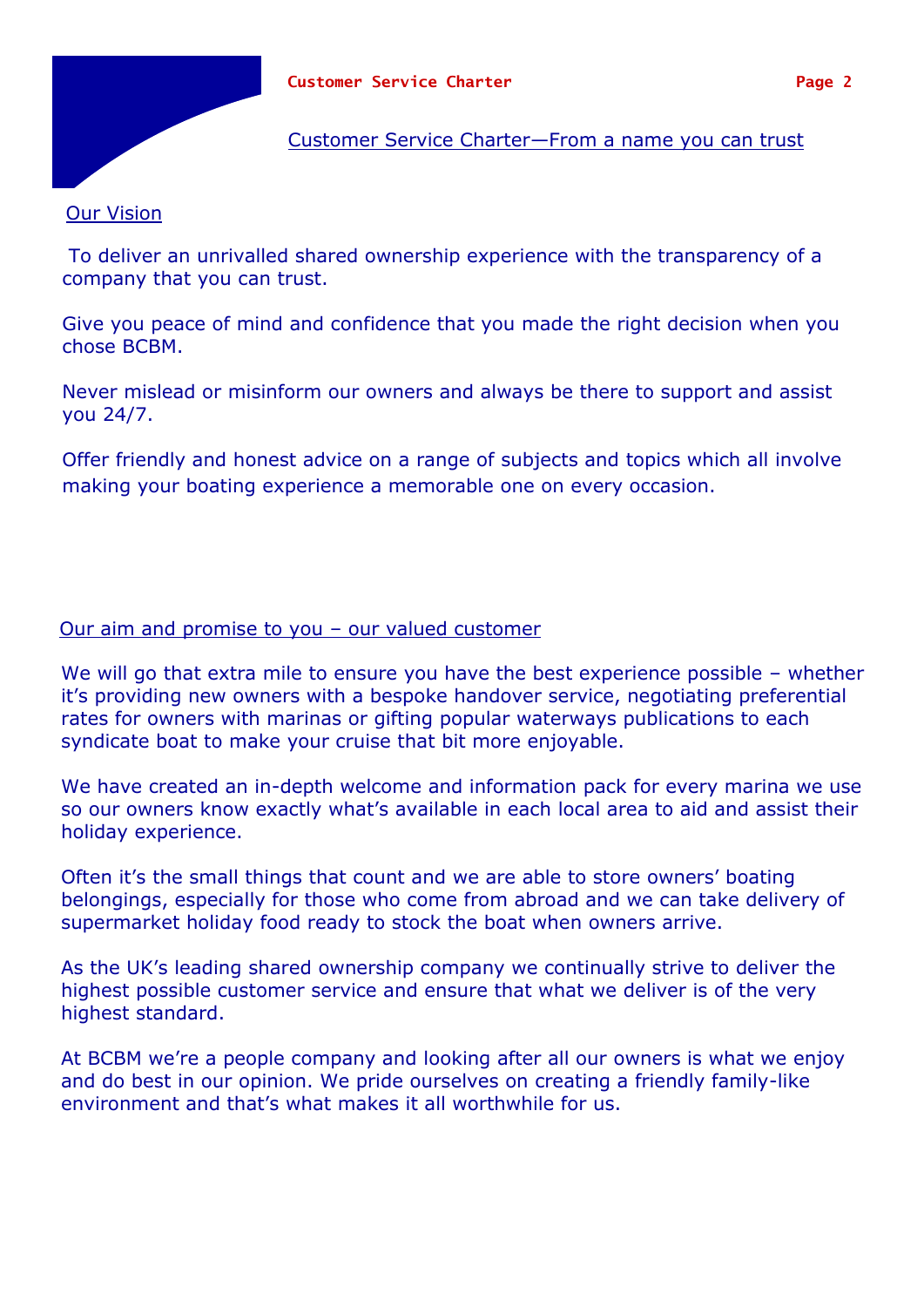## Customer Service Charter—From a name you can trust

### Our Vision

To deliver an unrivalled shared ownership experience with the transparency of a company that you can trust.

Give you peace of mind and confidence that you made the right decision when you chose BCBM.

Never mislead or misinform our owners and always be there to support and assist you 24/7.

Offer friendly and honest advice on a range of subjects and topics which all involve making your boating experience a memorable one on every occasion.

### Our aim and promise to you – our valued customer

We will go that extra mile to ensure you have the best experience possible – whether it's providing new owners with a bespoke handover service, negotiating preferential rates for owners with marinas or gifting popular waterways publications to each syndicate boat to make your cruise that bit more enjoyable.

We have created an in-depth welcome and information pack for every marina we use so our owners know exactly what's available in each local area to aid and assist their holiday experience.

Often it's the small things that count and we are able to store owners' boating belongings, especially for those who come from abroad and we can take delivery of supermarket holiday food ready to stock the boat when owners arrive.

As the UK's leading shared ownership company we continually strive to deliver the highest possible customer service and ensure that what we deliver is of the very highest standard.

At BCBM we're a people company and looking after all our owners is what we enjoy and do best in our opinion. We pride ourselves on creating a friendly family-like environment and that's what makes it all worthwhile for us.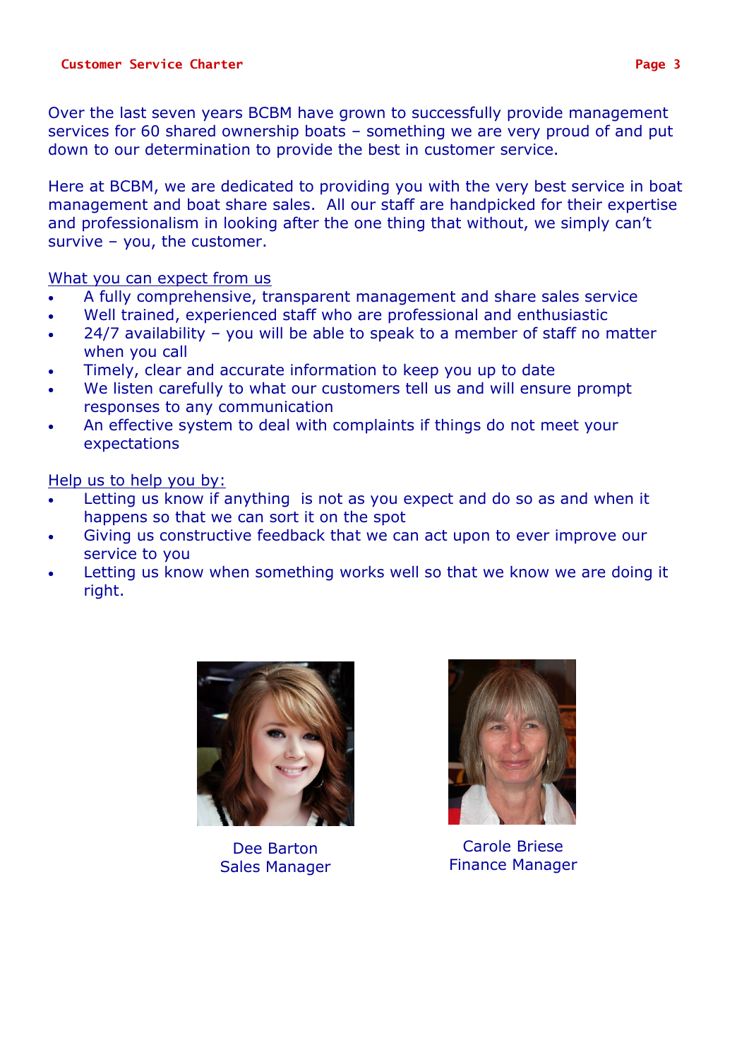Over the last seven years BCBM have grown to successfully provide management services for 60 shared ownership boats – something we are very proud of and put down to our determination to provide the best in customer service.

Here at BCBM, we are dedicated to providing you with the very best service in boat management and boat share sales. All our staff are handpicked for their expertise and professionalism in looking after the one thing that without, we simply can't survive – you, the customer.

What you can expect from us

- A fully comprehensive, transparent management and share sales service
- Well trained, experienced staff who are professional and enthusiastic
- 24/7 availability – you will be able to speak to a member of staff no matter when you call
- Timely, clear and accurate information to keep you up to date
- We listen carefully to what our customers tell us and will ensure prompt responses to any communication
- An effective system to deal with complaints if things do not meet your expectations

Help us to help you by:

- Letting us know if anything is not as you expect and do so as and when it happens so that we can sort it on the spot
- Giving us constructive feedback that we can act upon to ever improve our service to you
- Letting us know when something works well so that we know we are doing it right.

Dee Barton
Sales Manager

Carole Briese
Finance Manager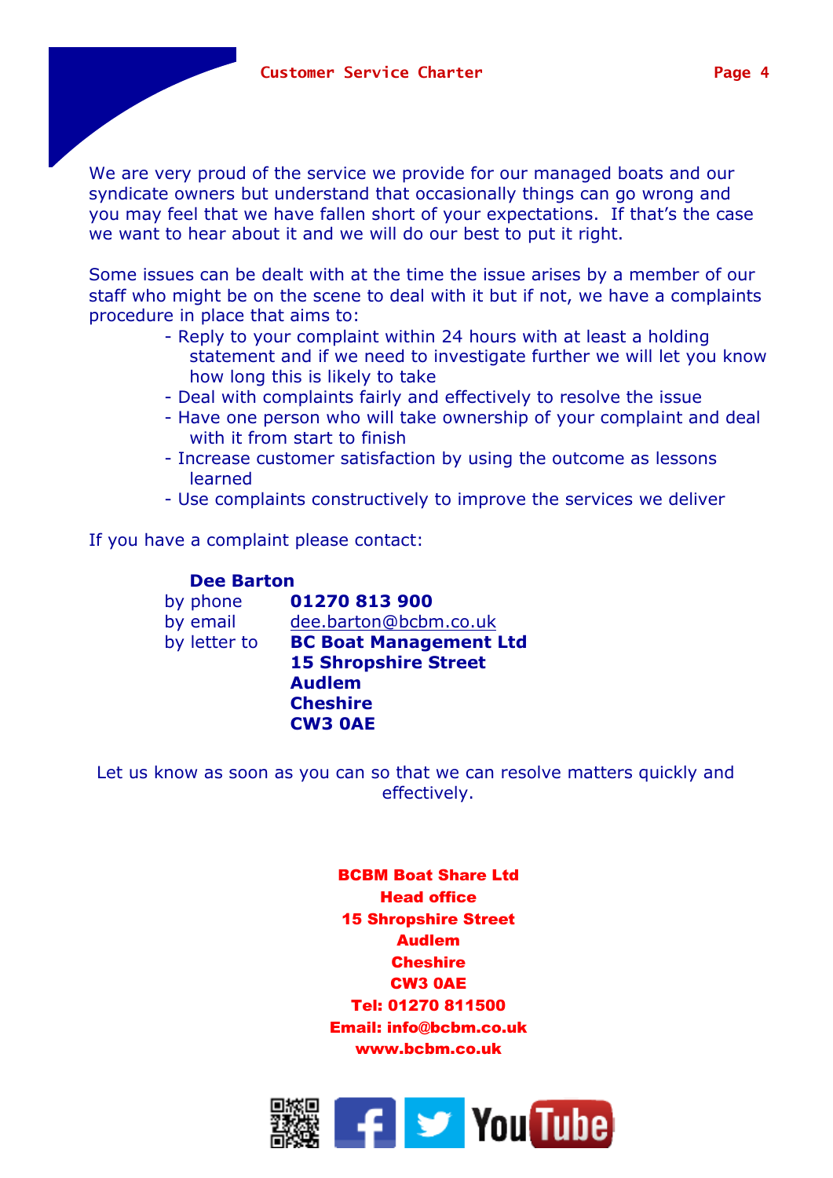We are very proud of the service we provide for our managed boats and our syndicate owners but understand that occasionally things can go wrong and you may feel that we have fallen short of your expectations. If that's the case we want to hear about it and we will do our best to put it right.

Some issues can be dealt with at the time the issue arises by a member of our staff who might be on the scene to deal with it but if not, we have a complaints procedure in place that aims to:

- Reply to your complaint within 24 hours with at least a holding statement and if we need to investigate further we will let you know how long this is likely to take
- Deal with complaints fairly and effectively to resolve the issue
- Have one person who will take ownership of your complaint and deal with it from start to finish
- Increase customer satisfaction by using the outcome as lessons learned
- Use complaints constructively to improve the services we deliver

If you have a complaint please contact:

**Dee Barton**

by phone **01270 813 900**
by email dee.barton@bcbm.co.uk
by letter to **BC Boat Management Ltd**
**15 Shropshire Street**
**Audlem**
**Cheshire**
**CW3 0AE**

Let us know as soon as you can so that we can resolve matters quickly and effectively.

**BCBM Boat Share Ltd**
**Head office**
**15 Shropshire Street**
**Audlem**
**Cheshire**
**CW3 0AE**
**Tel: 01270 811500**
**Email: info@bcbm.co.uk**
**www.bcbm.co.uk**